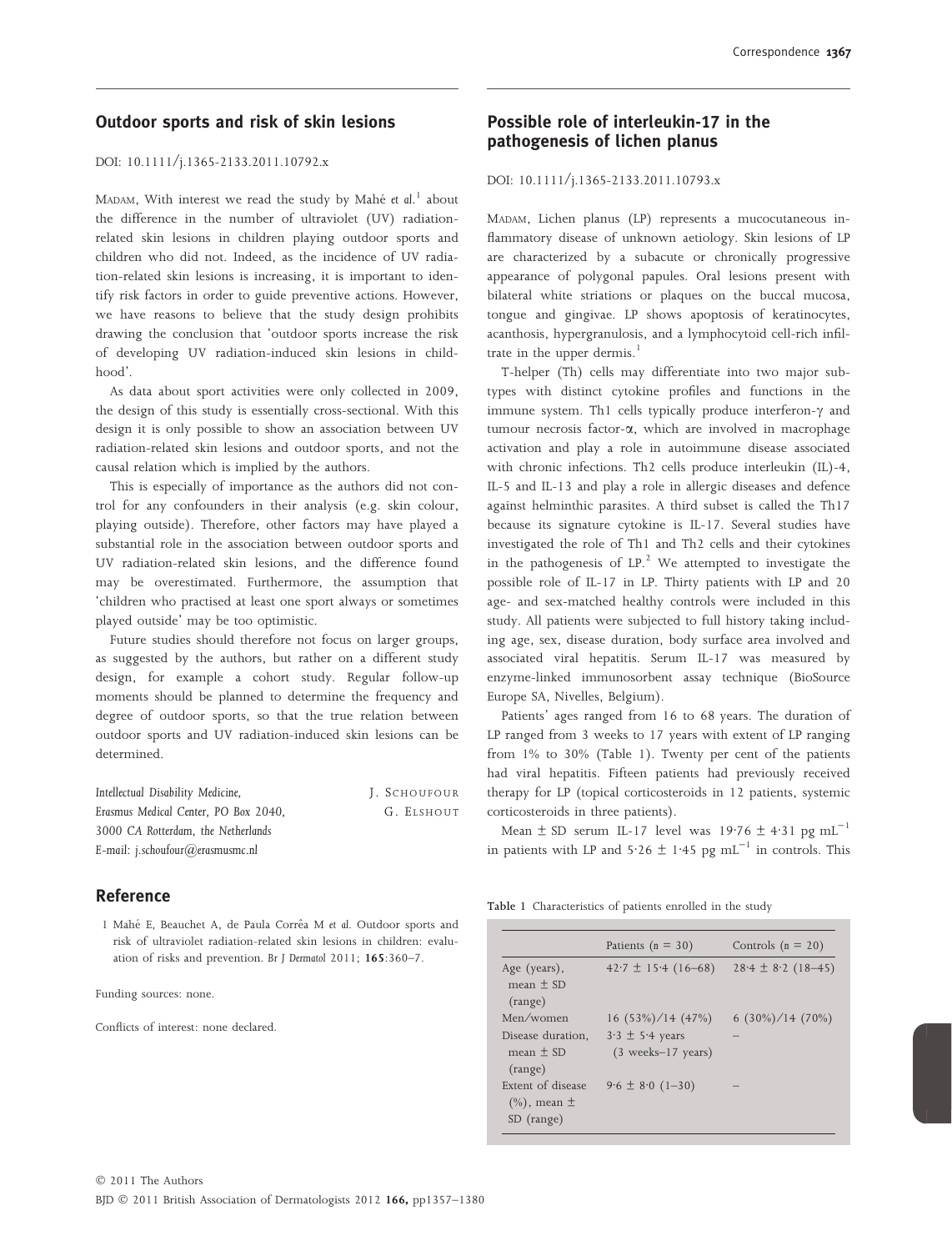## Outdoor sports and risk of skin lesions

DOI: 10.1111/j.1365-2133.2011.10792.x

MADAM, With interest we read the study by Mahé *et al.*[1] about the difference in the number of ultraviolet (UV) radiation-related skin lesions in children playing outdoor sports and children who did not. Indeed, as the incidence of UV radiation-related skin lesions is increasing, it is important to identify risk factors in order to guide preventive actions. However, we have reasons to believe that the study design prohibits drawing the conclusion that 'outdoor sports increase the risk of developing UV radiation-induced skin lesions in childhood'.

As data about sport activities were only collected in 2009, the design of this study is essentially cross-sectional. With this design it is only possible to show an association between UV radiation-related skin lesions and outdoor sports, and not the causal relation which is implied by the authors.

This is especially of importance as the authors did not control for any confounders in their analysis (e.g. skin colour, playing outside). Therefore, other factors may have played a substantial role in the association between outdoor sports and UV radiation-related skin lesions, and the difference found may be overestimated. Furthermore, the assumption that 'children who practised at least one sport always or sometimes played outside' may be too optimistic.

Future studies should therefore not focus on larger groups, as suggested by the authors, but rather on a different study design, for example a cohort study. Regular follow-up moments should be planned to determine the frequency and degree of outdoor sports, so that the true relation between outdoor sports and UV radiation-induced skin lesions can be determined.

*Intellectual Disability Medicine,*
*Erasmus Medical Center, PO Box 2040,*
*3000 CA Rotterdam, the Netherlands*
*E-mail: j.schoufour@erasmusmc.nl*

J. SCHOUFOUR
G. ELSHOUT

### Reference

1 Mahé E, Beauchet A, de Paula Corrêa M *et al.* Outdoor sports and risk of ultraviolet radiation-related skin lesions in children: evaluation of risks and prevention. *Br J Dermatol* 2011; **165**:360–7.

Funding sources: none.

Conflicts of interest: none declared.

## Possible role of interleukin-17 in the pathogenesis of lichen planus

DOI: 10.1111/j.1365-2133.2011.10793.x

MADAM, Lichen planus (LP) represents a mucocutaneous inflammatory disease of unknown aetiology. Skin lesions of LP are characterized by a subacute or chronically progressive appearance of polygonal papules. Oral lesions present with bilateral white striations or plaques on the buccal mucosa, tongue and gingivae. LP shows apoptosis of keratinocytes, acanthosis, hypergranulosis, and a lymphocytoid cell-rich infiltrate in the upper dermis.[1]

T-helper (Th) cells may differentiate into two major subtypes with distinct cytokine profiles and functions in the immune system. Th1 cells typically produce interferon-$\gamma$ and tumour necrosis factor-$\alpha$, which are involved in macrophage activation and play a role in autoimmune disease associated with chronic infections. Th2 cells produce interleukin (IL)-4, IL-5 and IL-13 and play a role in allergic diseases and defence against helminthic parasites. A third subset is called the Th17 because its signature cytokine is IL-17. Several studies have investigated the role of Th1 and Th2 cells and their cytokines in the pathogenesis of LP.[2] We attempted to investigate the possible role of IL-17 in LP. Thirty patients with LP and 20 age- and sex-matched healthy controls were included in this study. All patients were subjected to full history taking including age, sex, disease duration, body surface area involved and associated viral hepatitis. Serum IL-17 was measured by enzyme-linked immunosorbent assay technique (BioSource Europe SA, Nivelles, Belgium).

Patients' ages ranged from 16 to 68 years. The duration of LP ranged from 3 weeks to 17 years with extent of LP ranging from 1% to 30% (Table 1). Twenty per cent of the patients had viral hepatitis. Fifteen patients had previously received therapy for LP (topical corticosteroids in 12 patients, systemic corticosteroids in three patients).

Mean ± SD serum IL-17 level was 19·76 ± 4·31 pg $mL^{-1}$ in patients with LP and 5·26 ± 1·45 pg $mL^{-1}$ in controls. This

Table 1 Characteristics of patients enrolled in the study

| | Patients (n = 30) | Controls (n = 20) |
|---|---|---|
| Age (years), mean ± SD (range) | 42·7 ± 15·4 (16–68) | 28·4 ± 8·2 (18–45) |
| Men/women | 16 (53%)/14 (47%) | 6 (30%)/14 (70%) |
| Disease duration, mean ± SD (range) | 3·3 ± 5·4 years (3 weeks–17 years) | – |
| Extent of disease (%), mean ± SD (range) | 9·6 ± 8·0 (1–30) | – |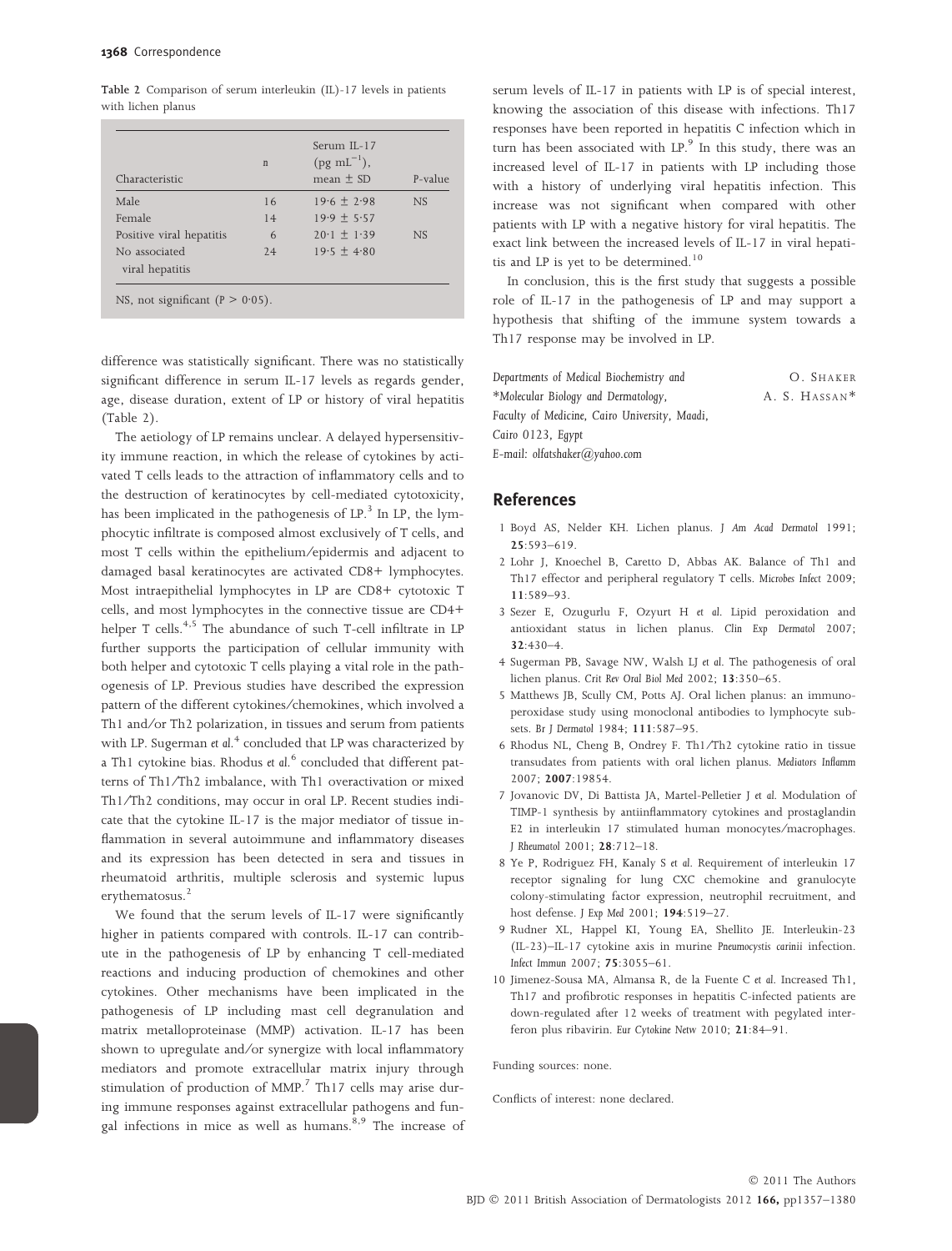Table 2 Comparison of serum interleukin (IL)-17 levels in patients with lichen planus

| Characteristic | n | Serum IL-17 (pg $mL^{-1}$), mean ± SD | P-value |
|---|---|---|---|
| Male | 16 | 19·6 ± 2·98 | NS |
| Female | 14 | 19·9 ± 5·57 | |
| Positive viral hepatitis | 6 | 20·1 ± 1·39 | NS |
| No associated viral hepatitis | 24 | 19·5 ± 4·80 | |

NS, not significant (P > 0·05).

difference was statistically significant. There was no statistically significant difference in serum IL-17 levels as regards gender, age, disease duration, extent of LP or history of viral hepatitis (Table 2).

The aetiology of LP remains unclear. A delayed hypersensitivity immune reaction, in which the release of cytokines by activated T cells leads to the attraction of inflammatory cells and to the destruction of keratinocytes by cell-mediated cytotoxicity, has been implicated in the pathogenesis of LP.[3] In LP, the lymphocytic infiltrate is composed almost exclusively of T cells, and most T cells within the epithelium/epidermis and adjacent to damaged basal keratinocytes are activated CD8+ lymphocytes. Most intraepithelial lymphocytes in LP are CD8+ cytotoxic T cells, and most lymphocytes in the connective tissue are CD4+ helper T cells.[4,5] The abundance of such T-cell infiltrate in LP further supports the participation of cellular immunity with both helper and cytotoxic T cells playing a vital role in the pathogenesis of LP. Previous studies have described the expression pattern of the different cytokines/chemokines, which involved a Th1 and/or Th2 polarization, in tissues and serum from patients with LP. Sugerman *et al.*[4] concluded that LP was characterized by a Th1 cytokine bias. Rhodus *et al.*[6] concluded that different patterns of Th1/Th2 imbalance, with Th1 overactivation or mixed Th1/Th2 conditions, may occur in oral LP. Recent studies indicate that the cytokine IL-17 is the major mediator of tissue inflammation in several autoimmune and inflammatory diseases and its expression has been detected in sera and tissues in rheumatoid arthritis, multiple sclerosis and systemic lupus erythematosus.[2]

We found that the serum levels of IL-17 were significantly higher in patients compared with controls. IL-17 can contribute in the pathogenesis of LP by enhancing T cell-mediated reactions and inducing production of chemokines and other cytokines. Other mechanisms have been implicated in the pathogenesis of LP including mast cell degranulation and matrix metalloproteinase (MMP) activation. IL-17 has been shown to upregulate and/or synergize with local inflammatory mediators and promote extracellular matrix injury through stimulation of production of MMP.[7] Th17 cells may arise during immune responses against extracellular pathogens and fungal infections in mice as well as humans.[8,9] The increase of serum levels of IL-17 in patients with LP is of special interest, knowing the association of this disease with infections. Th17 responses have been reported in hepatitis C infection which in turn has been associated with LP.[9] In this study, there was an increased level of IL-17 in patients with LP including those with a history of underlying viral hepatitis infection. This increase was not significant when compared with other patients with LP with a negative history for viral hepatitis. The exact link between the increased levels of IL-17 in viral hepatitis and LP is yet to be determined.[10]

In conclusion, this is the first study that suggests a possible role of IL-17 in the pathogenesis of LP and may support a hypothesis that shifting of the immune system towards a Th17 response may be involved in LP.

*Departments of Medical Biochemistry and \*Molecular Biology and Dermatology, Faculty of Medicine, Cairo University, Maadi, Cairo 0123, Egypt*
*E-mail: olfatshaker@yahoo.com*

O. SHAKER
A. S. HASSAN*

## References

1 Boyd AS, Nelder KH. Lichen planus. *J Am Acad Dermatol* 1991; **25**:593–619.

2 Lohr J, Knoechel B, Caretto D, Abbas AK. Balance of Th1 and Th17 effector and peripheral regulatory T cells. *Microbes Infect* 2009; **11**:589–93.

3 Sezer E, Ozugurlu F, Ozyurt H *et al.* Lipid peroxidation and antioxidant status in lichen planus. *Clin Exp Dermatol* 2007; **32**:430–4.

4 Sugerman PB, Savage NW, Walsh LJ *et al.* The pathogenesis of oral lichen planus. *Crit Rev Oral Biol Med* 2002; **13**:350–65.

5 Matthews JB, Scully CM, Potts AJ. Oral lichen planus: an immunoperoxidase study using monoclonal antibodies to lymphocyte subsets. *Br J Dermatol* 1984; **111**:587–95.

6 Rhodus NL, Cheng B, Ondrey F. Th1/Th2 cytokine ratio in tissue transudates from patients with oral lichen planus. *Mediators Inflamm* 2007; **2007**:19854.

7 Jovanovic DV, Di Battista JA, Martel-Pelletier J *et al.* Modulation of TIMP-1 synthesis by antiinflammatory cytokines and prostaglandin E2 in interleukin 17 stimulated human monocytes/macrophages. *J Rheumatol* 2001; **28**:712–18.

8 Ye P, Rodriguez FH, Kanaly S *et al.* Requirement of interleukin 17 receptor signaling for lung CXC chemokine and granulocyte colony-stimulating factor expression, neutrophil recruitment, and host defense. *J Exp Med* 2001; **194**:519–27.

9 Rudner XL, Happel KI, Young EA, Shellito JE. Interleukin-23 (IL-23)–IL-17 cytokine axis in murine *Pneumocystis carinii* infection. *Infect Immun* 2007; **75**:3055–61.

10 Jimenez-Sousa MA, Almansa R, de la Fuente C *et al.* Increased Th1, Th17 and profibrotic responses in hepatitis C-infected patients are down-regulated after 12 weeks of treatment with pegylated interferon plus ribavirin. *Eur Cytokine Netw* 2010; **21**:84–91.

Funding sources: none.

Conflicts of interest: none declared.